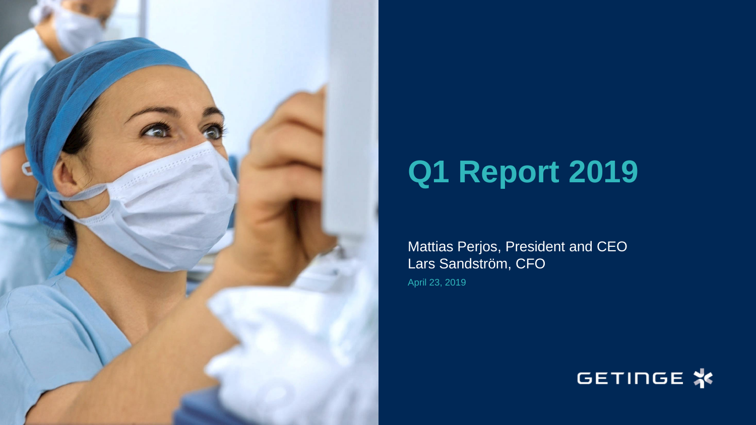# Q1 Report 2019

Mattias Perjos, President and CEO
Lars Sandström, CFO

April 23, 2019

GETINGE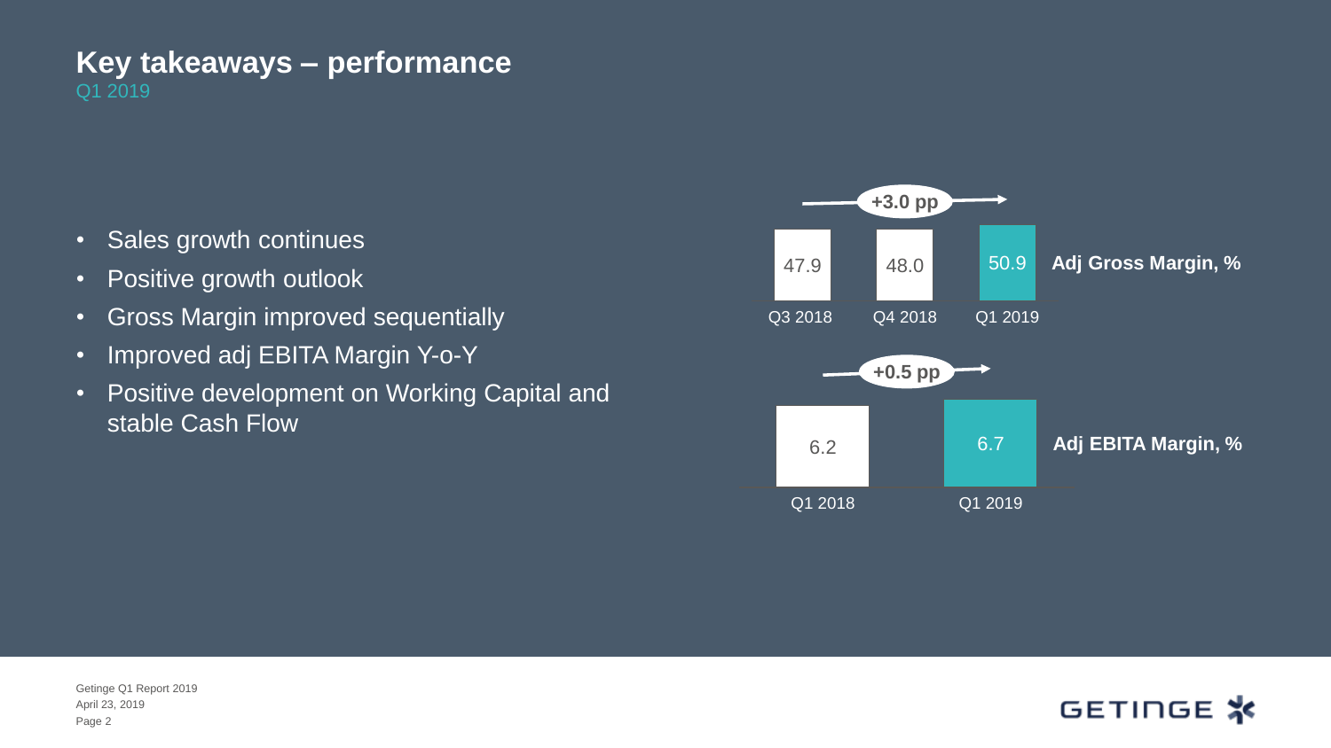# Key takeaways – performance

Q1 2019

- Sales growth continues
- Positive growth outlook
- Gross Margin improved sequentially
- Improved adj EBITA Margin Y-o-Y
- Positive development on Working Capital and stable Cash Flow

**Adj Gross Margin, %** (+3.0 pp)

| Q3 2018 | Q4 2018 | Q1 2019 |
|---|---|---|
| 47.9 | 48.0 | 50.9 |

**Adj EBITA Margin, %** (+0.5 pp)

| Q1 2018 | Q1 2019 |
|---|---|
| 6.2 | 6.7 |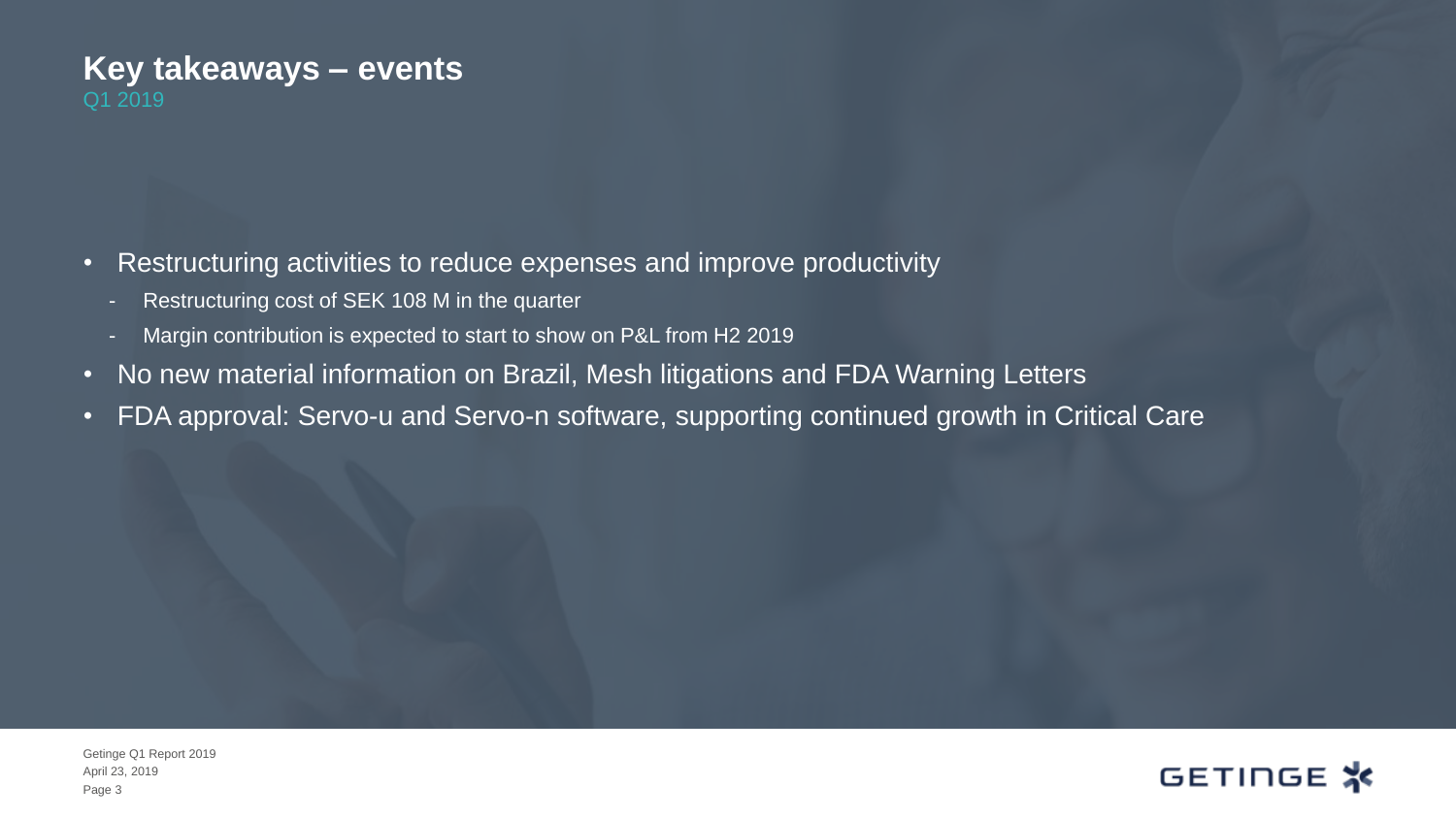# Key takeaways – events

Q1 2019

- Restructuring activities to reduce expenses and improve productivity
  - Restructuring cost of SEK 108 M in the quarter
  - Margin contribution is expected to start to show on P&L from H2 2019
- No new material information on Brazil, Mesh litigations and FDA Warning Letters
- FDA approval: Servo-u and Servo-n software, supporting continued growth in Critical Care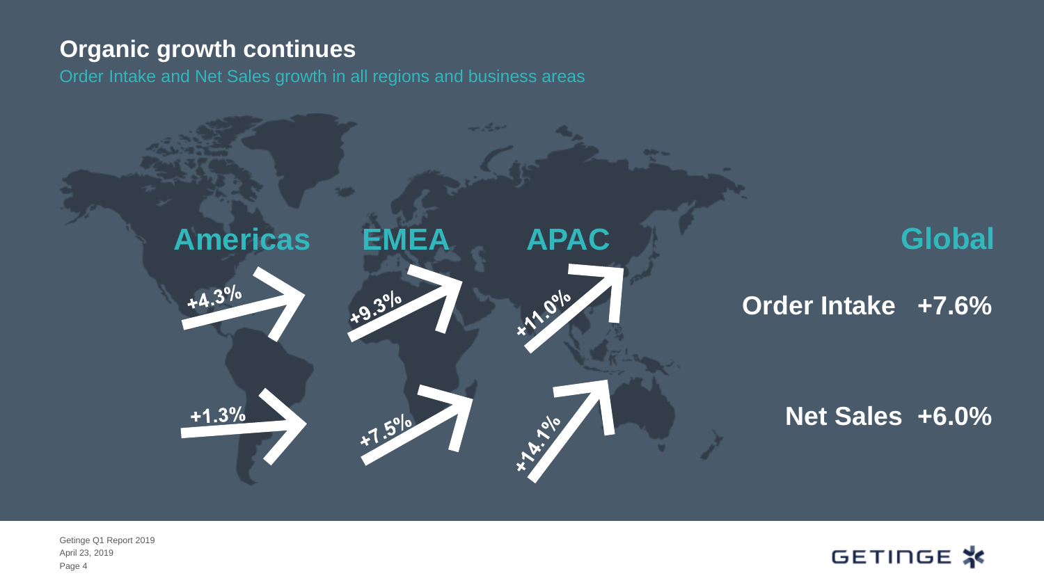## Organic growth continues

Order Intake and Net Sales growth in all regions and business areas

| | Americas | EMEA | APAC |
|---|---|---|---|
| Order Intake | +4.3% | +9.3% | +11.0% |
| Net Sales | +1.3% | +7.5% | +14.1% |

**Global**

**Order Intake +7.6%**

**Net Sales +6.0%**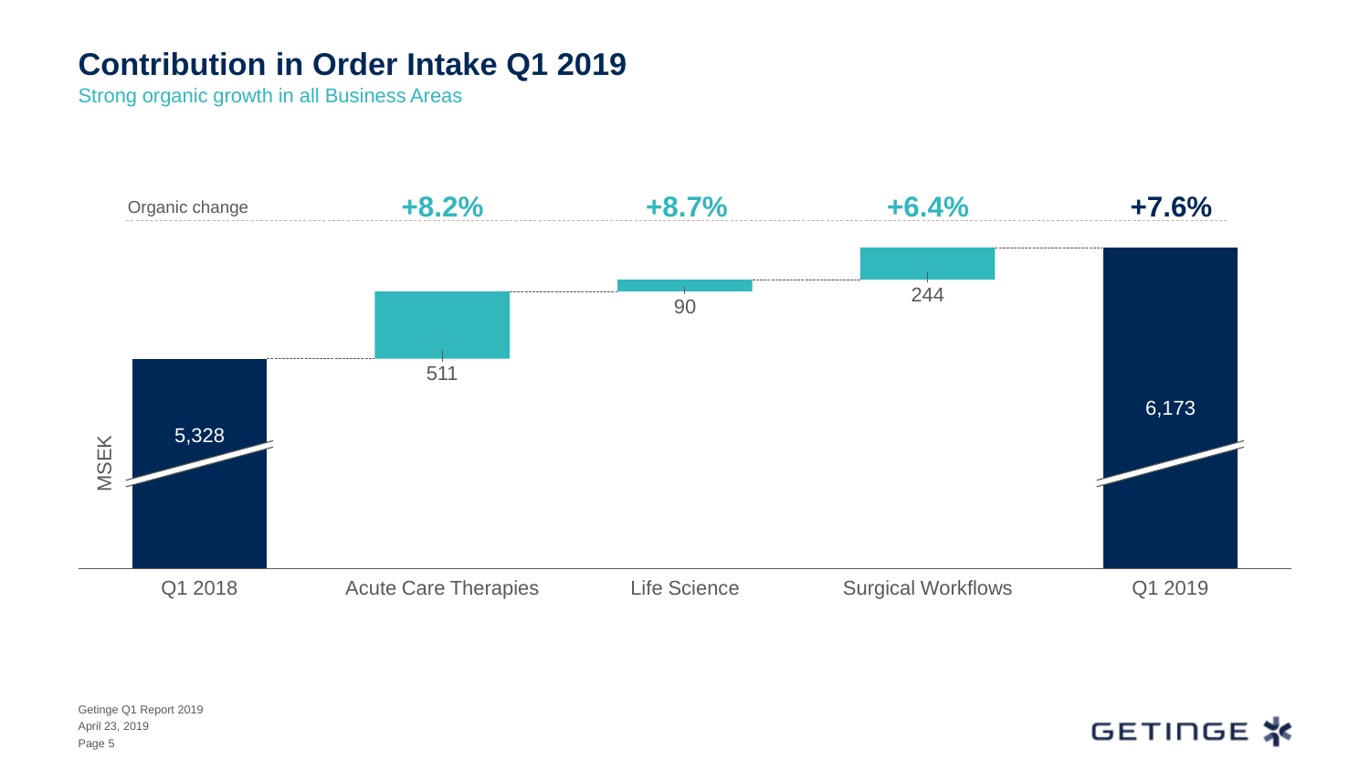# Contribution in Order Intake Q1 2019

Strong organic growth in all Business Areas

| | Q1 2018 | Acute Care Therapies | Life Science | Surgical Workflows | Q1 2019 |
|---|---|---|---|---|---|
| Organic change | | +8.2% | +8.7% | +6.4% | +7.6% |
| MSEK | 5,328 | 511 | 90 | 244 | 6,173 |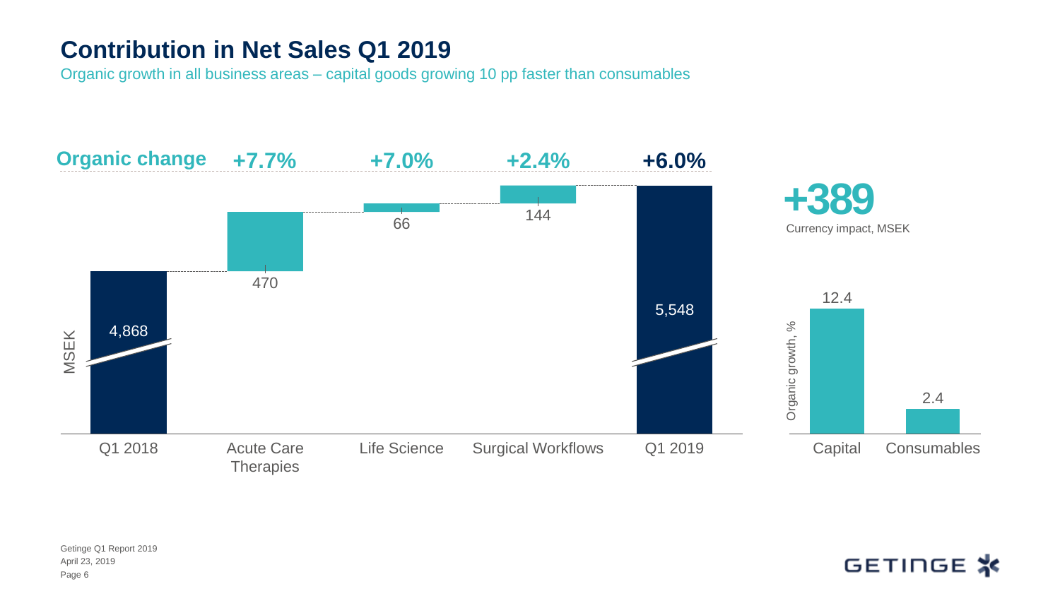# Contribution in Net Sales Q1 2019

Organic growth in all business areas – capital goods growing 10 pp faster than consumables

| | Q1 2018 | Acute Care Therapies | Life Science | Surgical Workflows | Q1 2019 |
|---|---|---|---|---|---|
| Organic change | | +7.7% | +7.0% | +2.4% | +6.0% |
| MSEK | 4,868 | 470 | 66 | 144 | 5,548 |

**+389** Currency impact, MSEK

| Organic growth, % | |
|---|---|
| Capital | 12.4 |
| Consumables | 2.4 |

Getinge Q1 Report 2019
April 23, 2019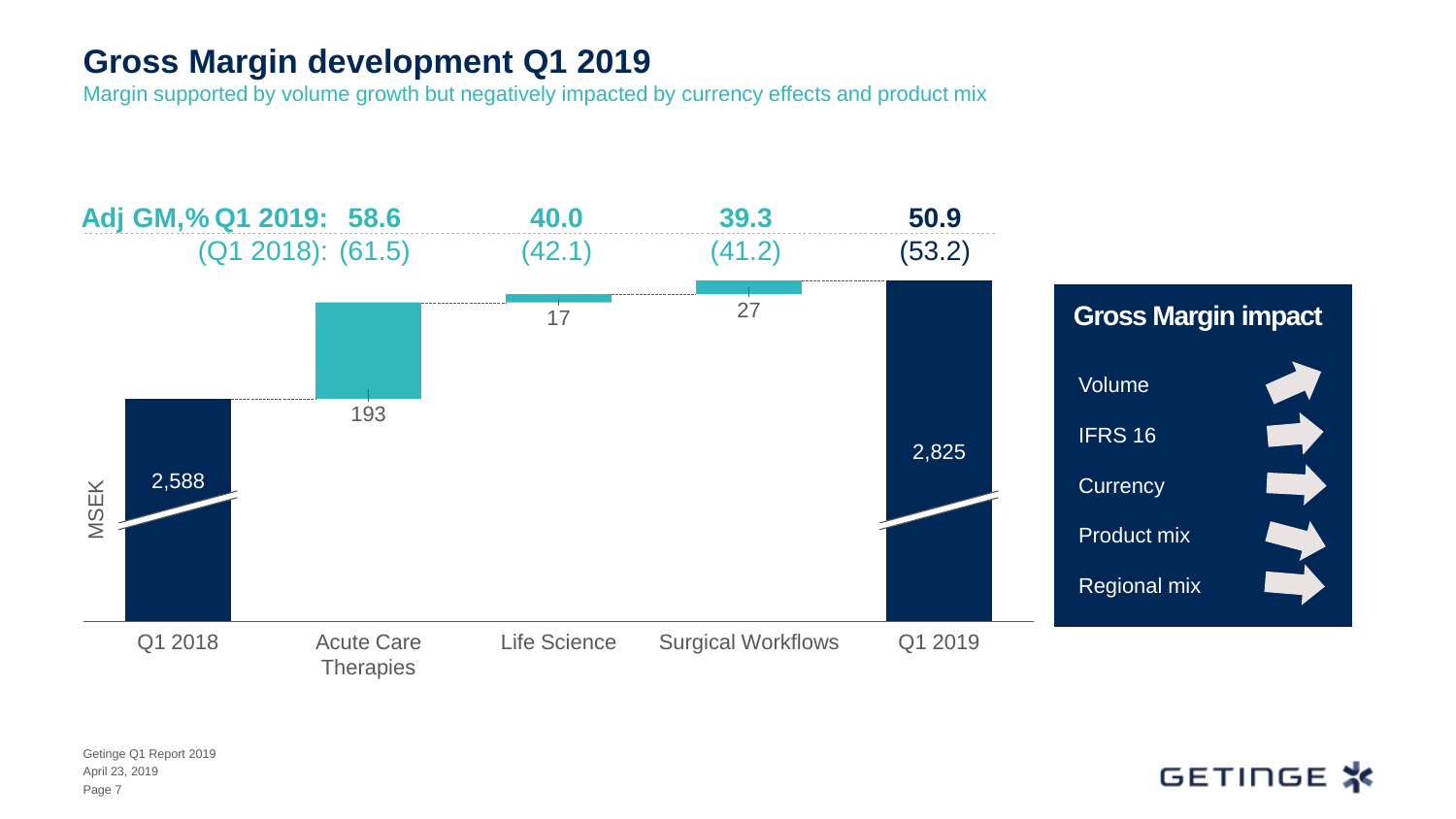# Gross Margin development Q1 2019

Margin supported by volume growth but negatively impacted by currency effects and product mix

| | Q1 2018 | Acute Care Therapies | Life Science | Surgical Workflows | Q1 2019 |
|---|---|---|---|---|---|
| Adj GM,% Q1 2019: | | 58.6 | 40.0 | 39.3 | 50.9 |
| (Q1 2018): | | (61.5) | (42.1) | (41.2) | (53.2) |
| MSEK | 2,588 | 193 | 17 | 27 | 2,825 |

## Gross Margin impact

- Volume
- IFRS 16
- Currency
- Product mix
- Regional mix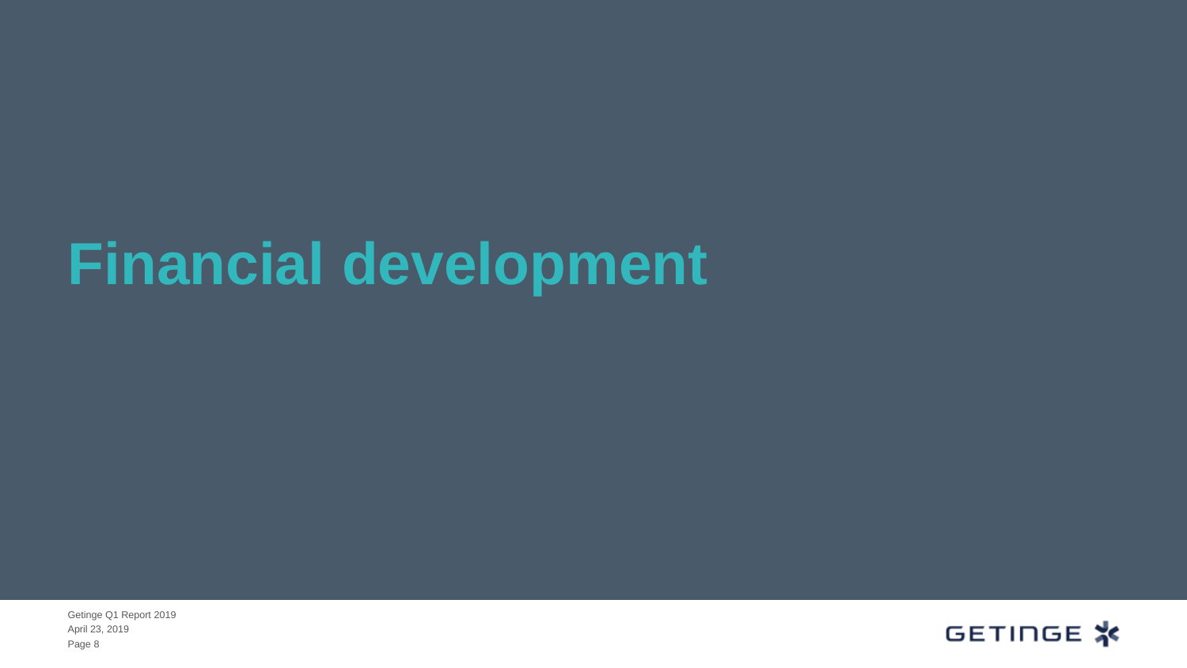# Financial development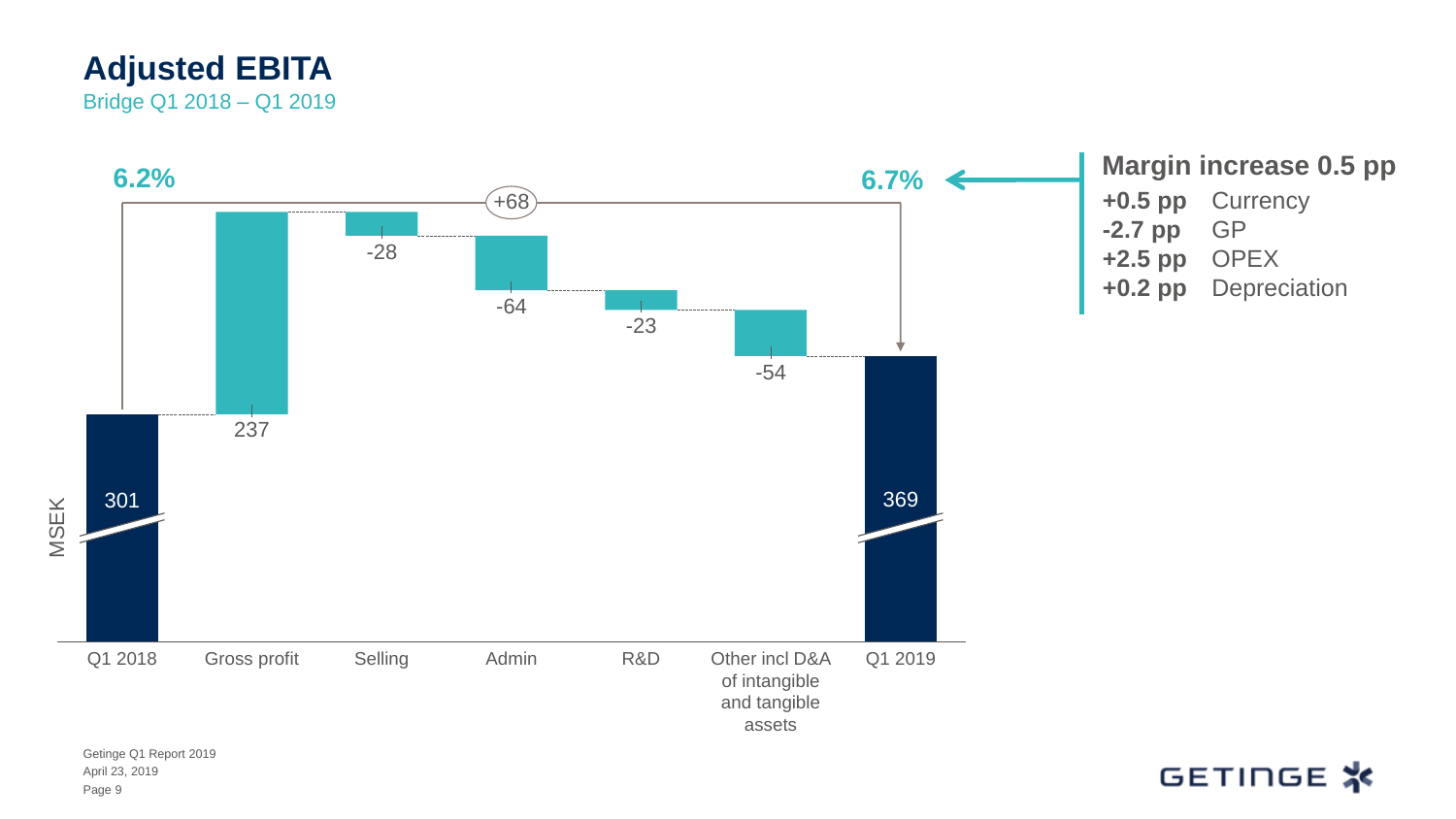# Adjusted EBITA

Bridge Q1 2018 – Q1 2019

| | Q1 2018 | Gross profit | Selling | Admin | R&D | Other incl D&A of intangible and tangible assets | Q1 2019 |
|---|---|---|---|---|---|---|---|
| MSEK | 301 | 237 | -28 | -64 | -23 | -54 | 369 |

Margin: 6.2% (Q1 2018) → 6.7% (Q1 2019), +68

**Margin increase 0.5 pp**

- **+0.5 pp** Currency
- **-2.7 pp** GP
- **+2.5 pp** OPEX
- **+0.2 pp** Depreciation

Getinge Q1 Report 2019
April 23, 2019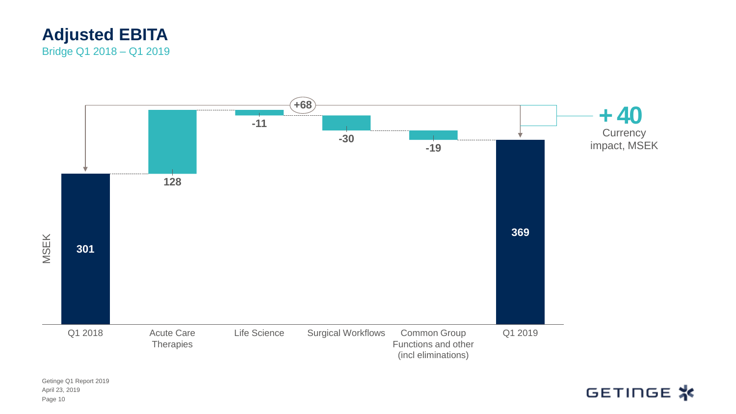# Adjusted EBITA

Bridge Q1 2018 – Q1 2019

MSEK

| | Q1 2018 | Acute Care Therapies | Life Science | Surgical Workflows | Common Group Functions and other (incl eliminations) | Q1 2019 |
|---|---|---|---|---|---|---|
| MSEK | 301 | 128 | -11 | -30 | -19 | 369 |

+68

**+ 40** Currency impact, MSEK

Getinge Q1 Report 2019
April 23, 2019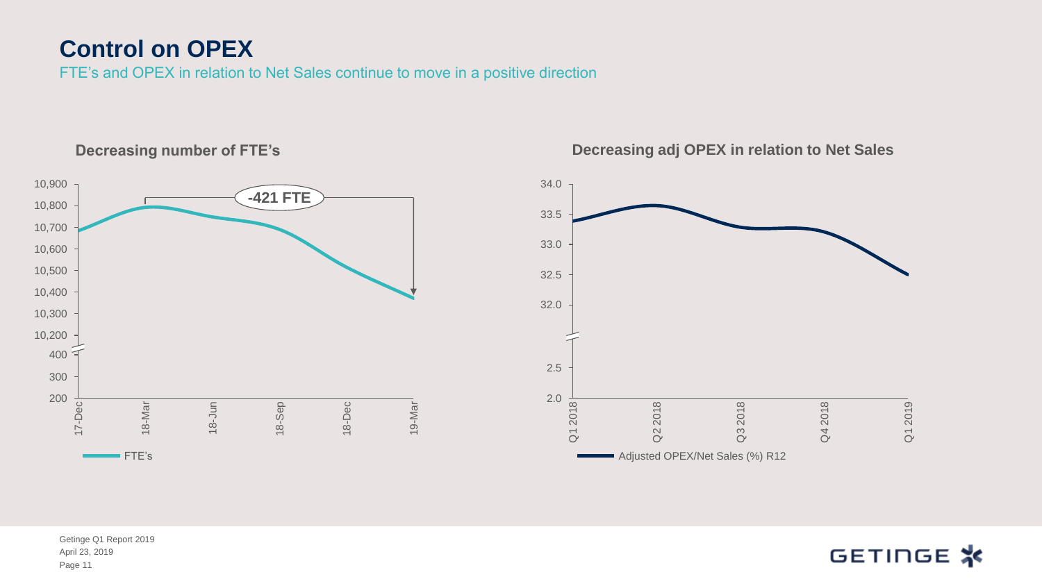# Control on OPEX

FTE's and OPEX in relation to Net Sales continue to move in a positive direction

## Decreasing number of FTE's

-421 FTE

FTE's

## Decreasing adj OPEX in relation to Net Sales

Adjusted OPEX/Net Sales (%) R12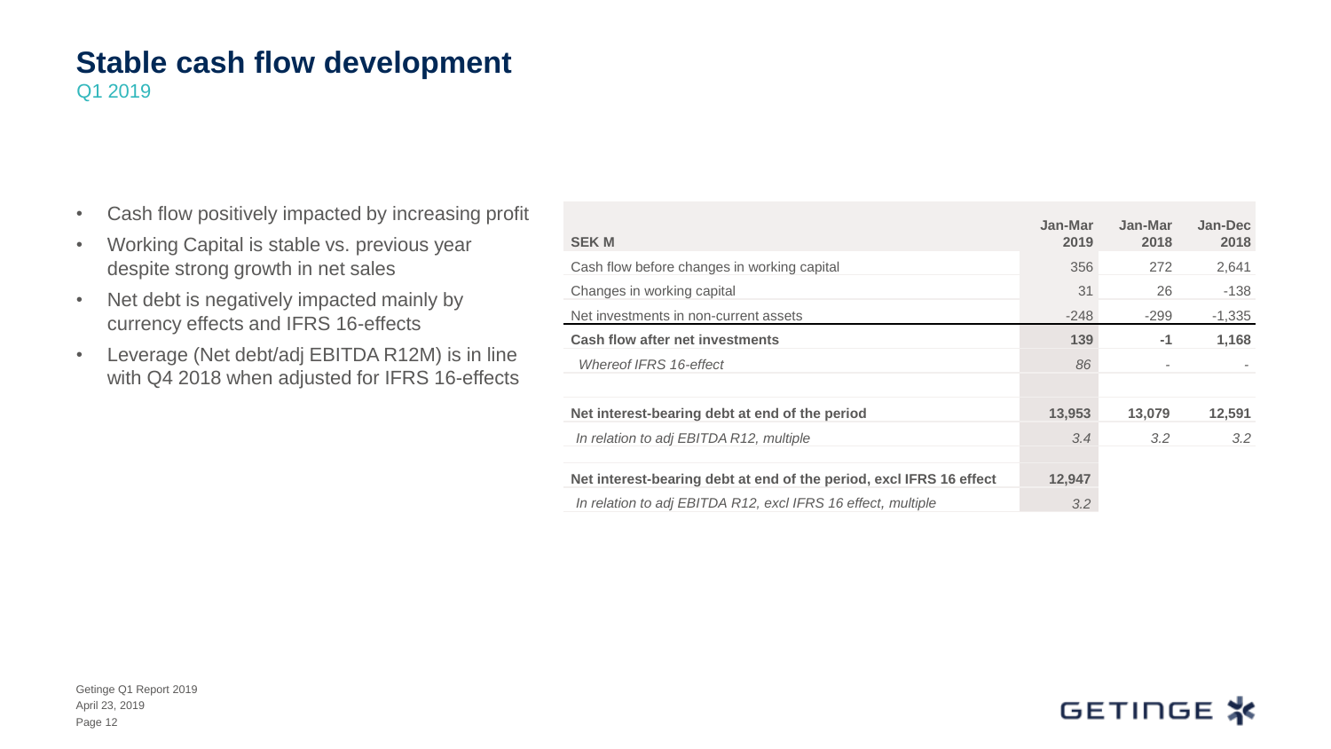# Stable cash flow development

Q1 2019

- Cash flow positively impacted by increasing profit
- Working Capital is stable vs. previous year despite strong growth in net sales
- Net debt is negatively impacted mainly by currency effects and IFRS 16-effects
- Leverage (Net debt/adj EBITDA R12M) is in line with Q4 2018 when adjusted for IFRS 16-effects

| SEK M | Jan-Mar 2019 | Jan-Mar 2018 | Jan-Dec 2018 |
|---|---|---|---|
| Cash flow before changes in working capital | 356 | 272 | 2,641 |
| Changes in working capital | 31 | 26 | -138 |
| Net investments in non-current assets | -248 | -299 | -1,335 |
| **Cash flow after net investments** | **139** | **-1** | **1,168** |
| *Whereof IFRS 16-effect* | *86* | - | - |
| | | | |
| **Net interest-bearing debt at end of the period** | **13,953** | **13,079** | **12,591** |
| *In relation to adj EBITDA R12, multiple* | *3.4* | *3.2* | *3.2* |
| | | | |
| **Net interest-bearing debt at end of the period, excl IFRS 16 effect** | **12,947** | | |
| *In relation to adj EBITDA R12, excl IFRS 16 effect, multiple* | *3.2* | | |

Getinge Q1 Report 2019
April 23, 2019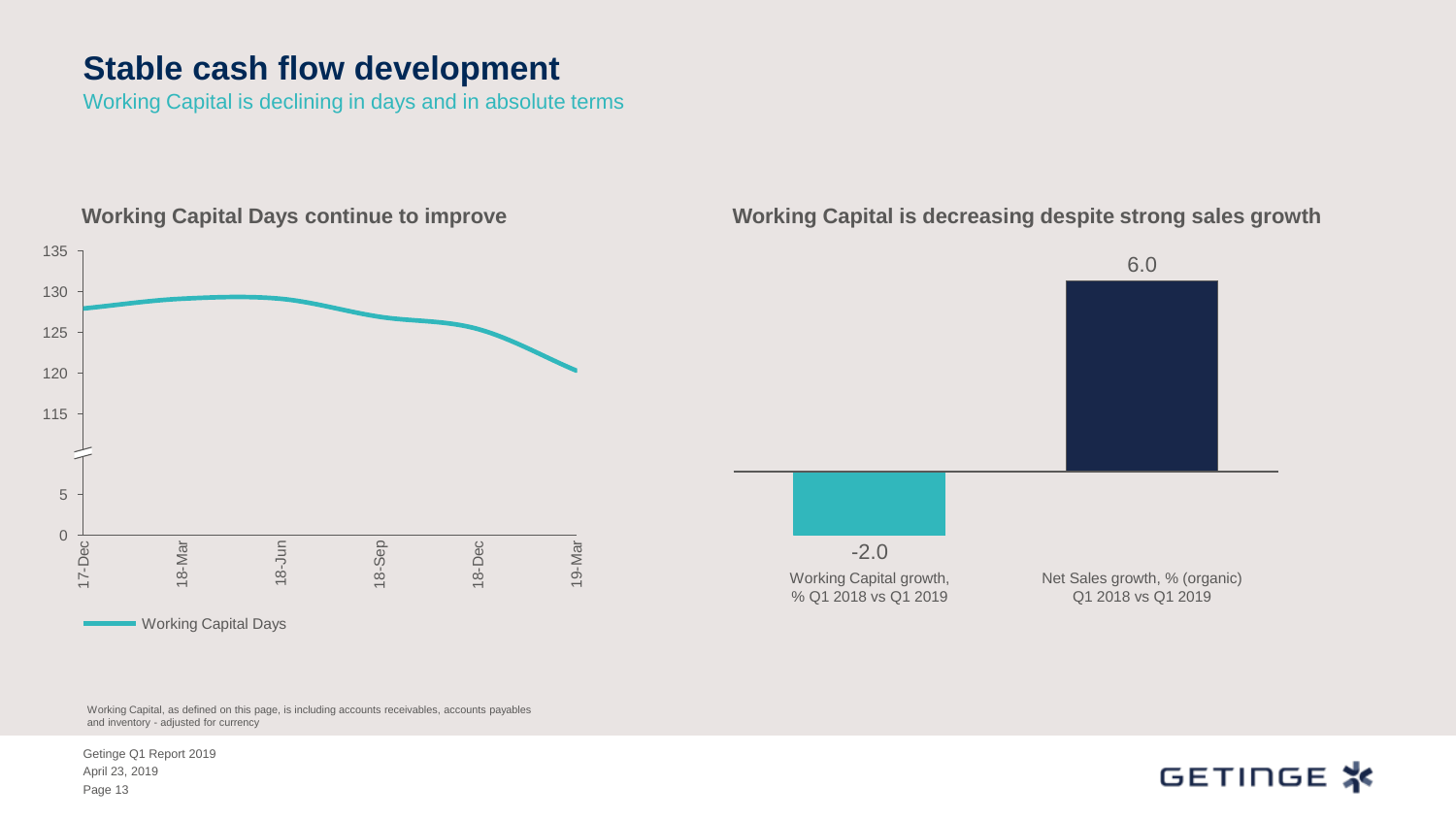# Stable cash flow development

Working Capital is declining in days and in absolute terms

### Working Capital Days continue to improve

| Date | Working Capital Days |
|---|---|
| 17-Dec | ~128 |
| 18-Mar | ~129 |
| 18-Jun | ~129 |
| 18-Sep | ~127 |
| 18-Dec | ~125.5 |
| 19-Mar | ~120 |

Working Capital Days

### Working Capital is decreasing despite strong sales growth

| Metric | Value |
|---|---|
| Working Capital growth, % Q1 2018 vs Q1 2019 | -2.0 |
| Net Sales growth, % (organic) Q1 2018 vs Q1 2019 | 6.0 |

Working Capital, as defined on this page, is including accounts receivables, accounts payables and inventory - adjusted for currency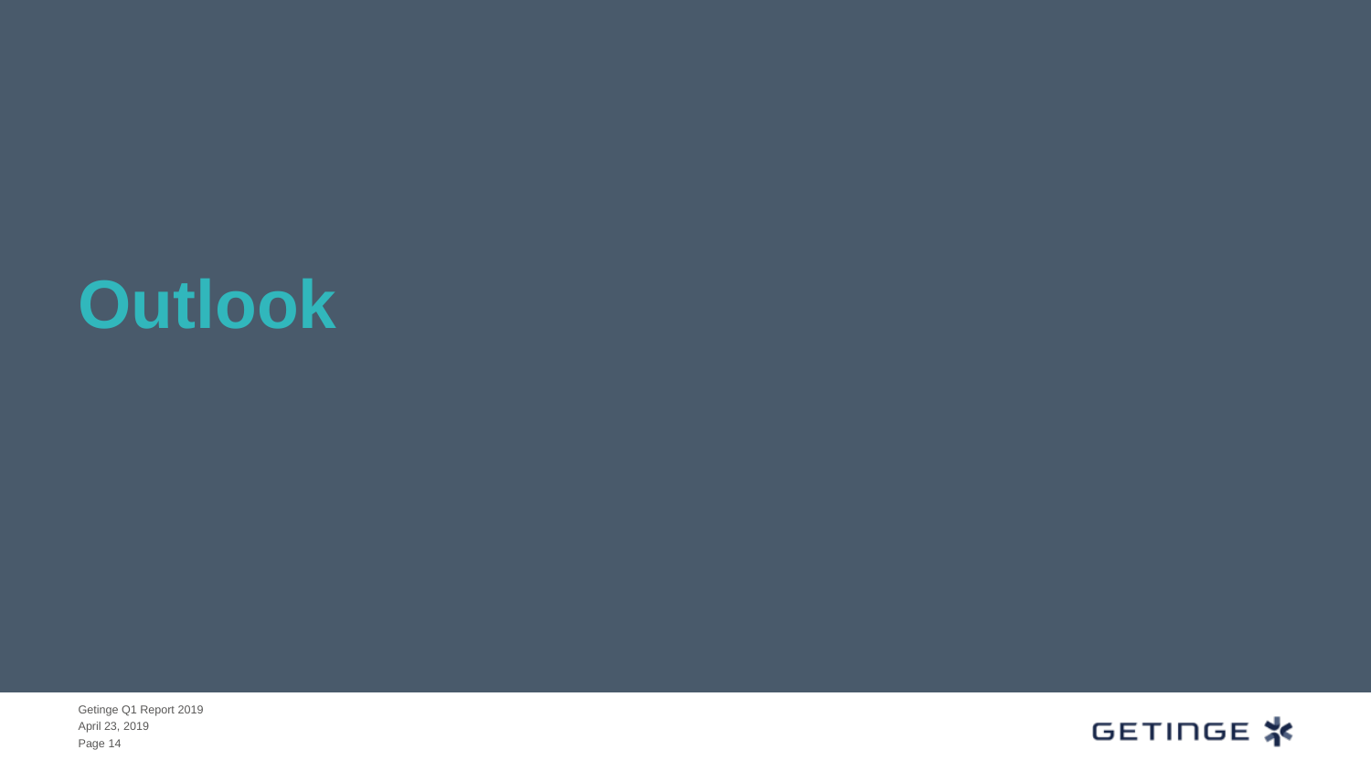# Outlook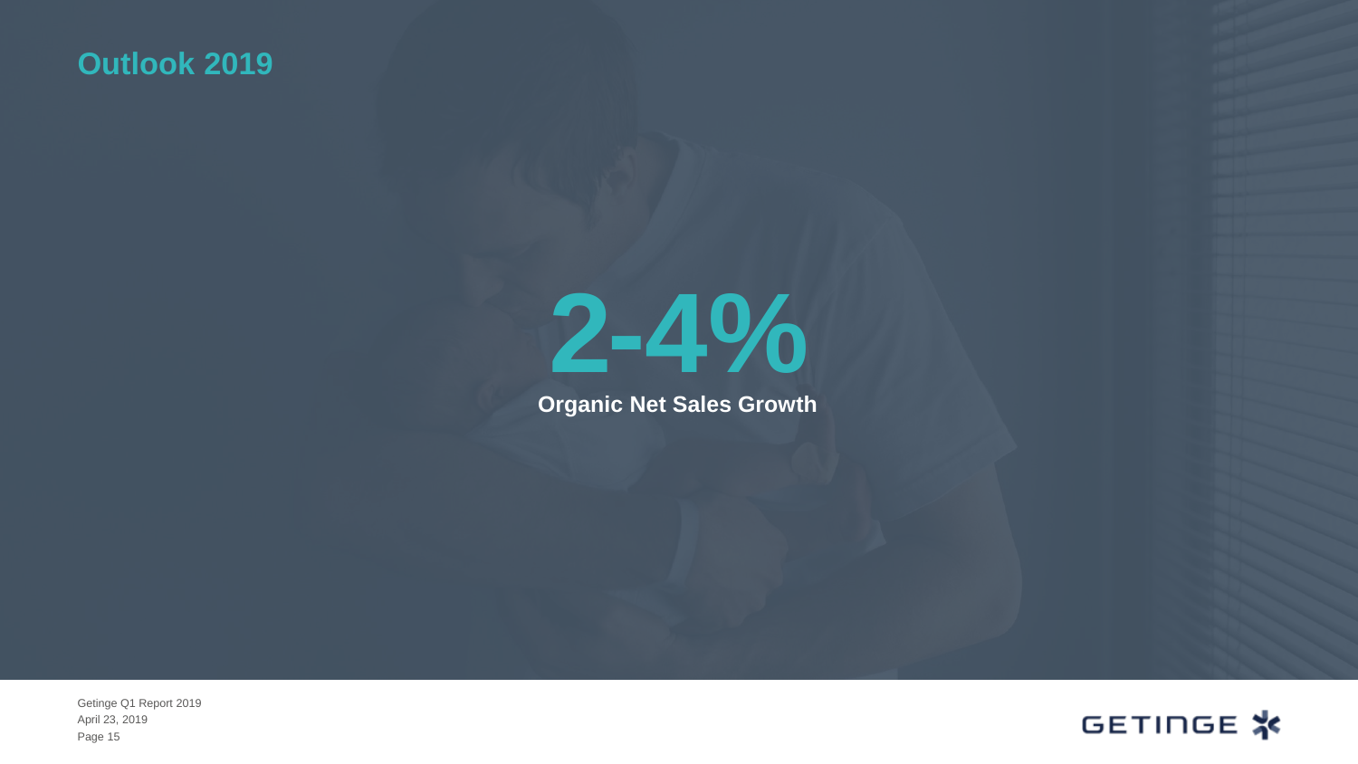# Outlook 2019

**2-4%**

**Organic Net Sales Growth**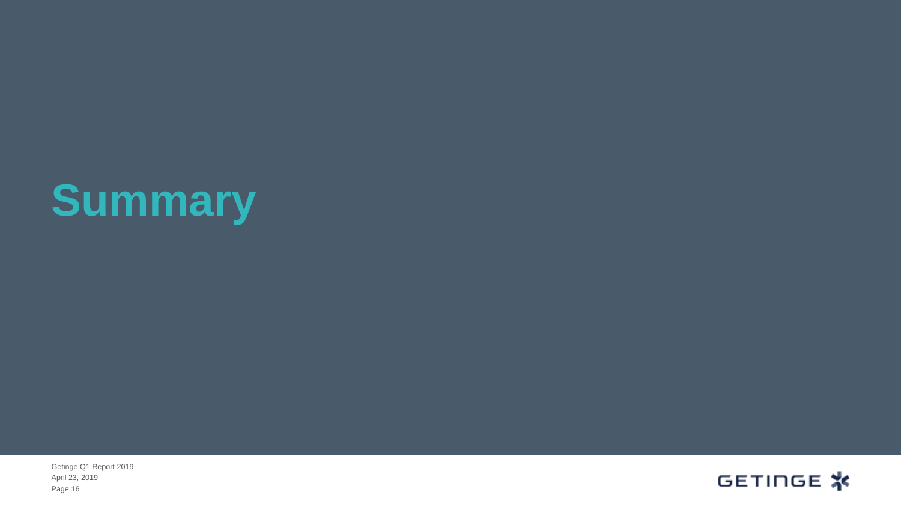# Summary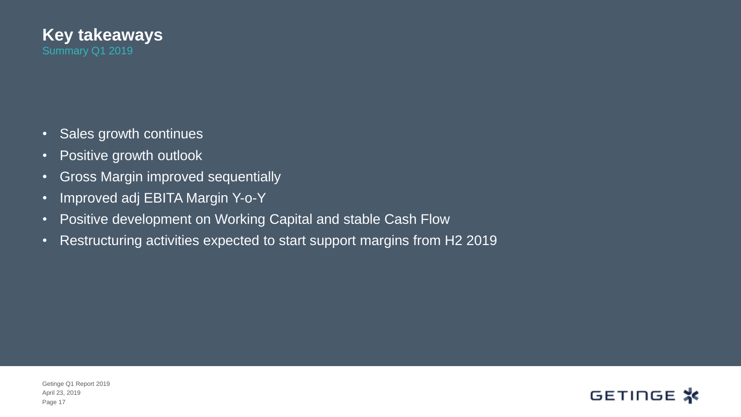# Key takeaways

Summary Q1 2019

- Sales growth continues
- Positive growth outlook
- Gross Margin improved sequentially
- Improved adj EBITA Margin Y-o-Y
- Positive development on Working Capital and stable Cash Flow
- Restructuring activities expected to start support margins from H2 2019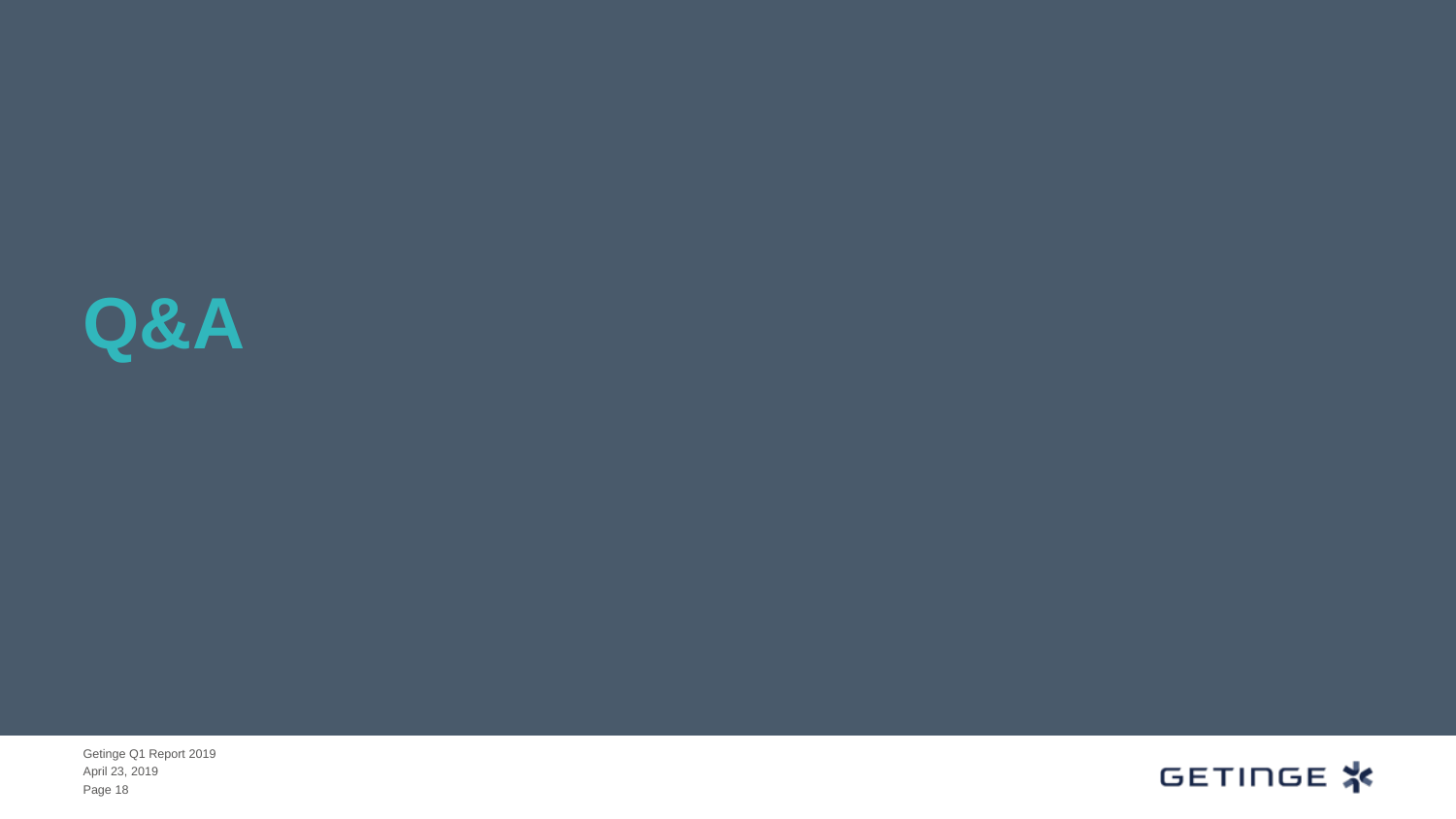# Q&A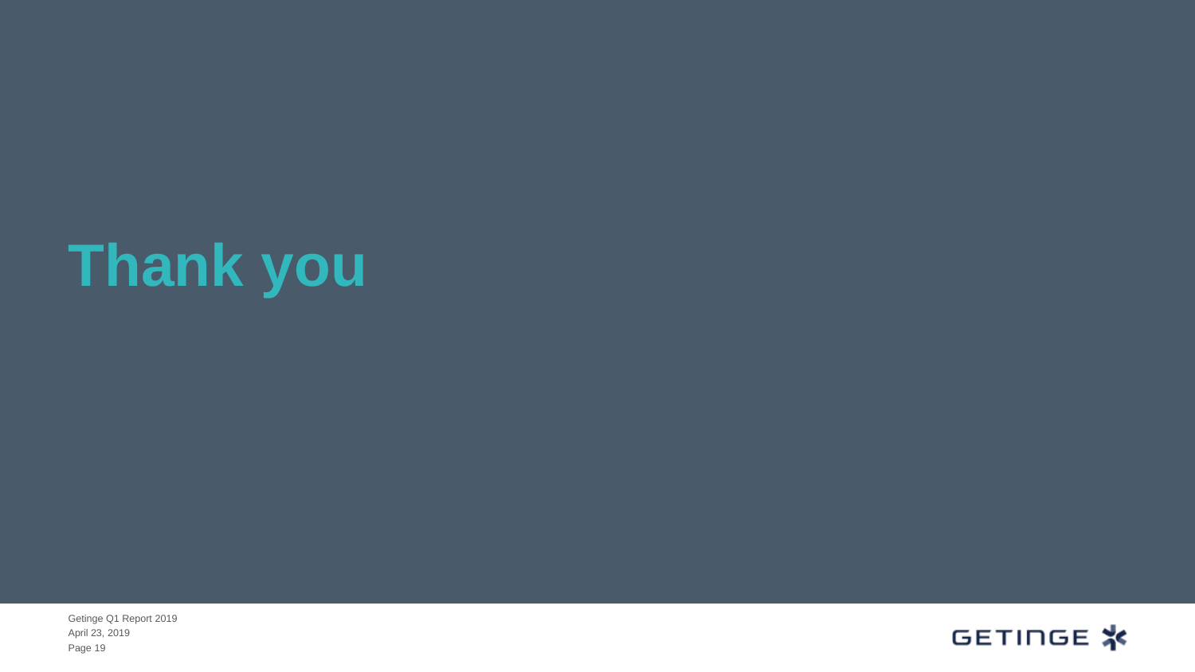# Thank you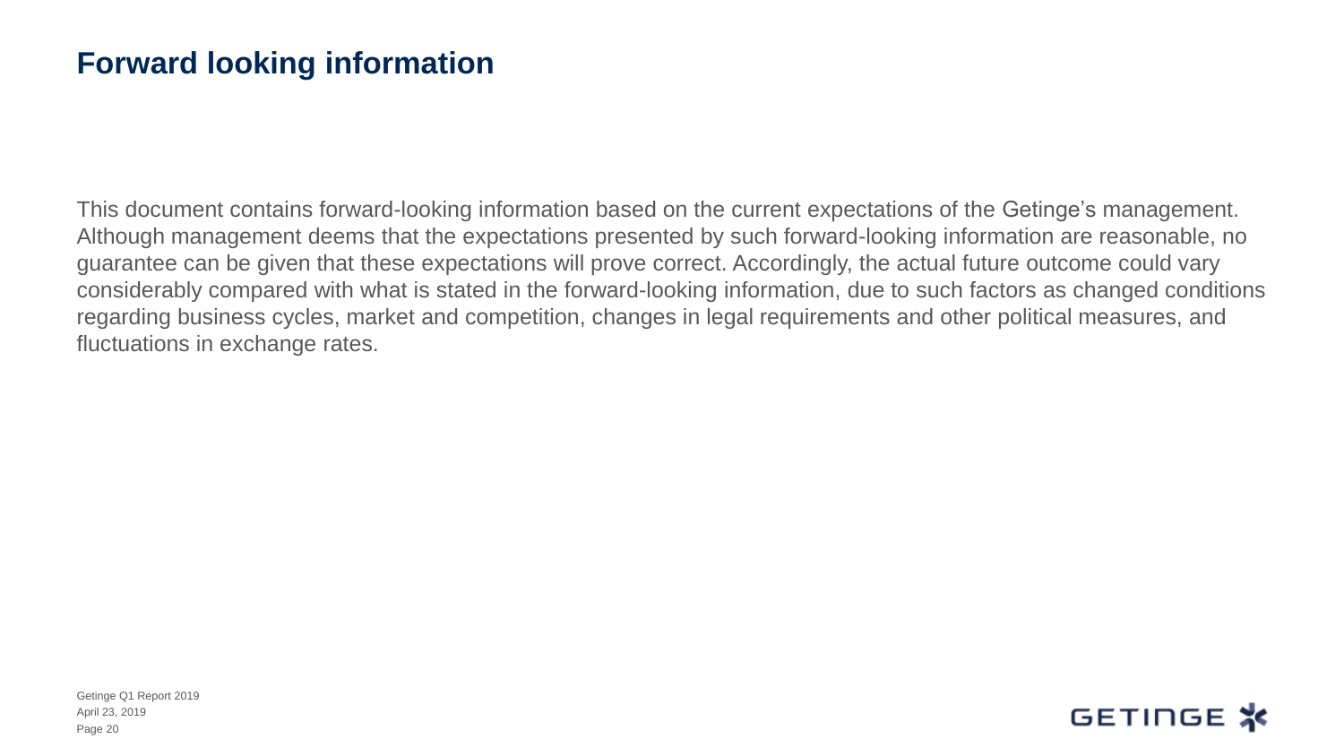# Forward looking information

This document contains forward-looking information based on the current expectations of the Getinge's management. Although management deems that the expectations presented by such forward-looking information are reasonable, no guarantee can be given that these expectations will prove correct. Accordingly, the actual future outcome could vary considerably compared with what is stated in the forward-looking information, due to such factors as changed conditions regarding business cycles, market and competition, changes in legal requirements and other political measures, and fluctuations in exchange rates.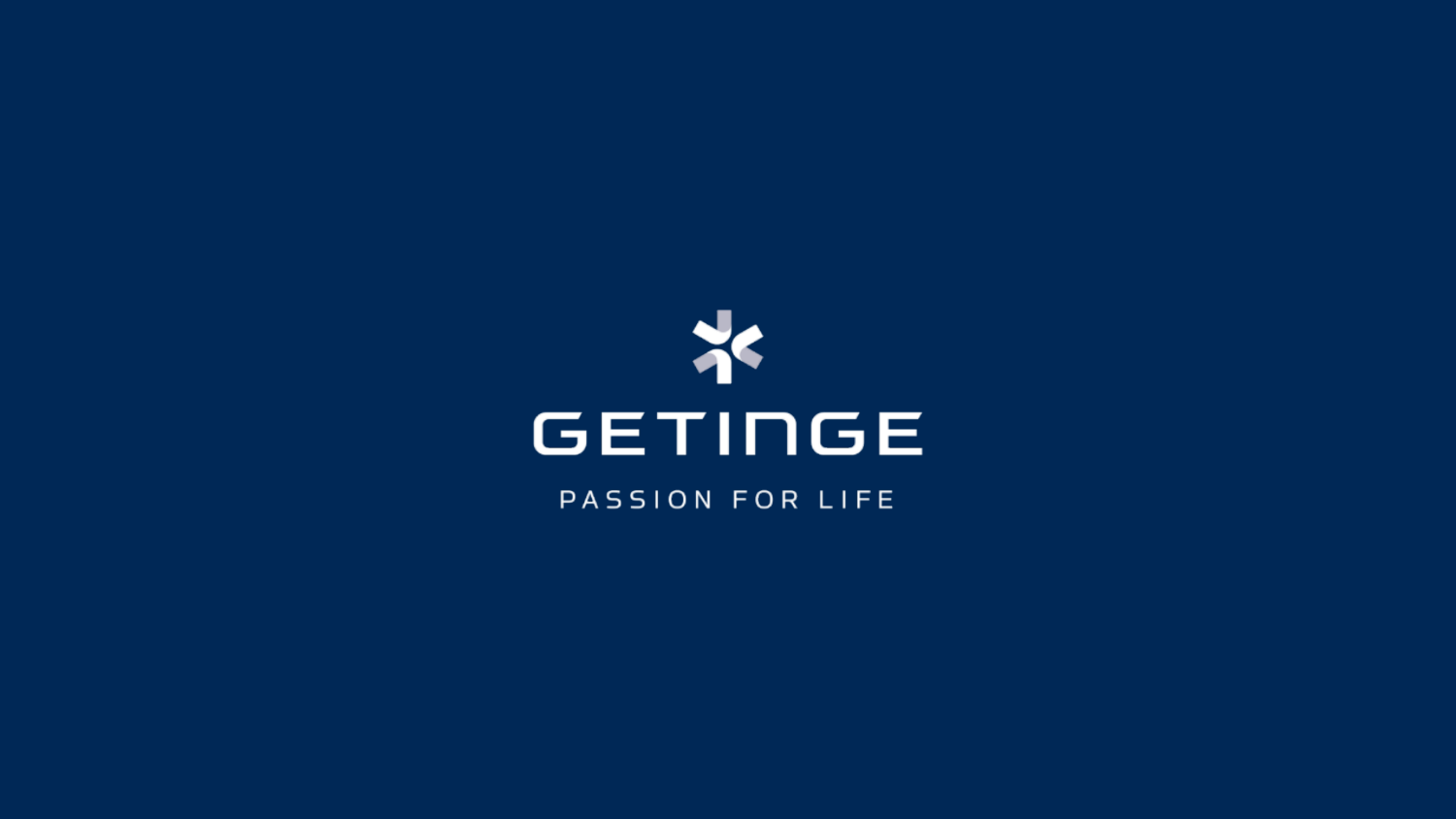GETINGE

PASSION FOR LIFE